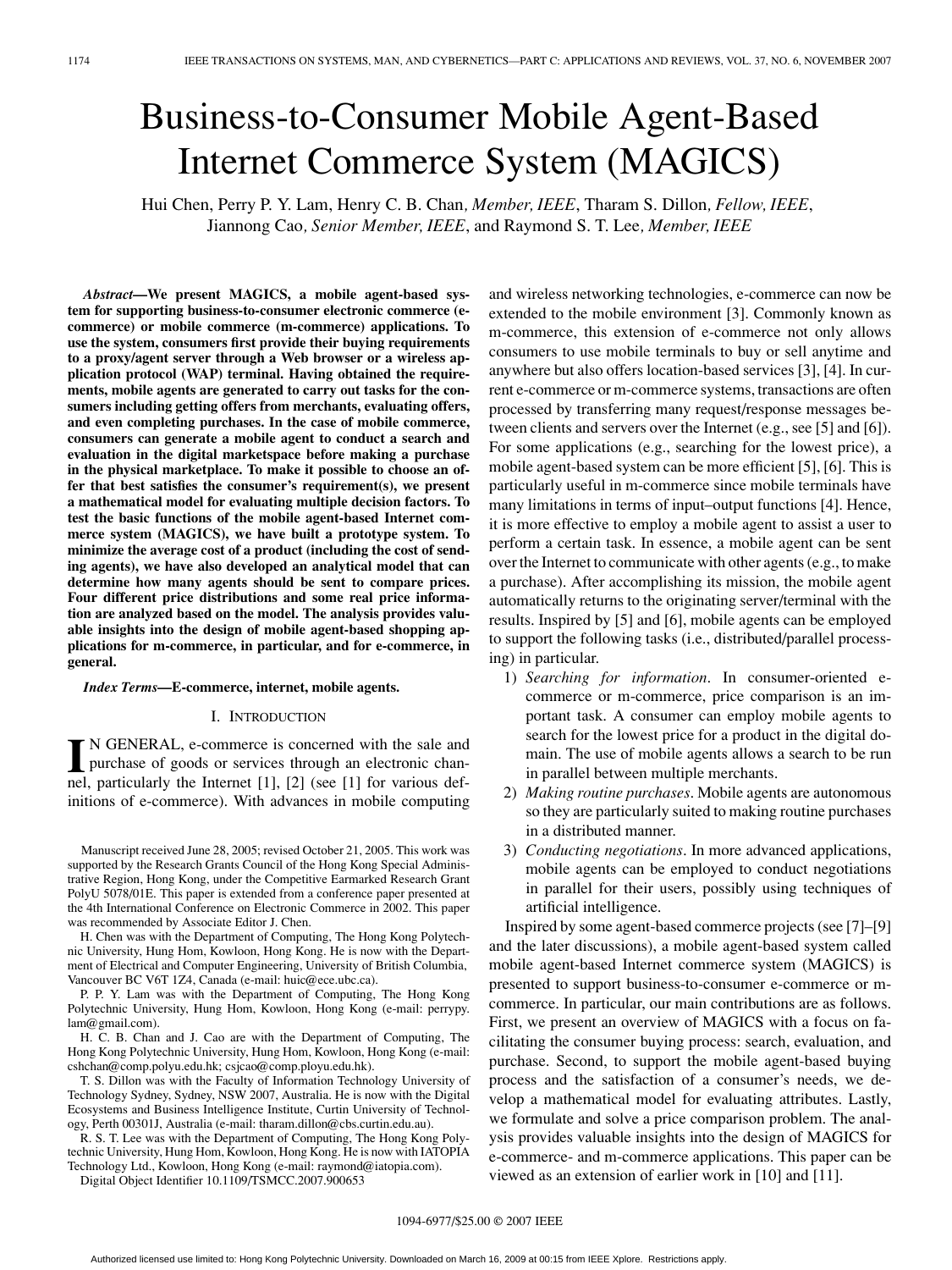# Business-to-Consumer Mobile Agent-Based Internet Commerce System (MAGICS)

Hui Chen, Perry P. Y. Lam, Henry C. B. Chan, *Member, IEEE*, Tharam S. Dillon, *Fellow, IEEE*, Jiannong Cao, *Senior Member, IEEE*, and Raymond S. T. Lee, *Member, IEEE*

***Abstract*—We present MAGICS, a mobile agent-based system for supporting business-to-consumer electronic commerce (e-commerce) or mobile commerce (m-commerce) applications. To use the system, consumers first provide their buying requirements to a proxy/agent server through a Web browser or a wireless application protocol (WAP) terminal. Having obtained the requirements, mobile agents are generated to carry out tasks for the consumers including getting offers from merchants, evaluating offers, and even completing purchases. In the case of mobile commerce, consumers can generate a mobile agent to conduct a search and evaluation in the digital marketspace before making a purchase in the physical marketplace. To make it possible to choose an offer that best satisfies the consumer's requirement(s), we present a mathematical model for evaluating multiple decision factors. To test the basic functions of the mobile agent-based Internet commerce system (MAGICS), we have built a prototype system. To minimize the average cost of a product (including the cost of sending agents), we have also developed an analytical model that can determine how many agents should be sent to compare prices. Four different price distributions and some real price information are analyzed based on the model. The analysis provides valuable insights into the design of mobile agent-based shopping applications for m-commerce, in particular, and for e-commerce, in general.**

***Index Terms*—E-commerce, internet, mobile agents.**

## I. Introduction

In general, e-commerce is concerned with the sale and purchase of goods or services through an electronic channel, particularly the Internet [1], [2] (see [1] for various definitions of e-commerce). With advances in mobile computing and wireless networking technologies, e-commerce can now be extended to the mobile environment [3]. Commonly known as m-commerce, this extension of e-commerce not only allows consumers to use mobile terminals to buy or sell anytime and anywhere but also offers location-based services [3], [4]. In current e-commerce or m-commerce systems, transactions are often processed by transferring many request/response messages between clients and servers over the Internet (e.g., see [5] and [6]). For some applications (e.g., searching for the lowest price), a mobile agent-based system can be more efficient [5], [6]. This is particularly useful in m-commerce since mobile terminals have many limitations in terms of input–output functions [4]. Hence, it is more effective to employ a mobile agent to assist a user to perform a certain task. In essence, a mobile agent can be sent over the Internet to communicate with other agents (e.g., to make a purchase). After accomplishing its mission, the mobile agent automatically returns to the originating server/terminal with the results. Inspired by [5] and [6], mobile agents can be employed to support the following tasks (i.e., distributed/parallel processing) in particular.

1) *Searching for information*. In consumer-oriented e-commerce or m-commerce, price comparison is an important task. A consumer can employ mobile agents to search for the lowest price for a product in the digital domain. The use of mobile agents allows a search to be run in parallel between multiple merchants.
2) *Making routine purchases*. Mobile agents are autonomous so they are particularly suited to making routine purchases in a distributed manner.
3) *Conducting negotiations*. In more advanced applications, mobile agents can be employed to conduct negotiations in parallel for their users, possibly using techniques of artificial intelligence.

Inspired by some agent-based commerce projects (see [7]–[9] and the later discussions), a mobile agent-based system called mobile agent-based Internet commerce system (MAGICS) is presented to support business-to-consumer e-commerce or m-commerce. In particular, our main contributions are as follows. First, we present an overview of MAGICS with a focus on facilitating the consumer buying process: search, evaluation, and purchase. Second, to support the mobile agent-based buying process and the satisfaction of a consumer's needs, we develop a mathematical model for evaluating attributes. Lastly, we formulate and solve a price comparison problem. The analysis provides valuable insights into the design of MAGICS for e-commerce- and m-commerce applications. This paper can be viewed as an extension of earlier work in [10] and [11].

Manuscript received June 28, 2005; revised October 21, 2005. This work was supported by the Research Grants Council of the Hong Kong Special Administrative Region, Hong Kong, under the Competitive Earmarked Research Grant PolyU 5078/01E. This paper is extended from a conference paper presented at the 4th International Conference on Electronic Commerce in 2002. This paper was recommended by Associate Editor J. Chen.

H. Chen was with the Department of Computing, The Hong Kong Polytechnic University, Hung Hom, Kowloon, Hong Kong. He is now with the Department of Electrical and Computer Engineering, University of British Columbia, Vancouver BC V6T 1Z4, Canada (e-mail: huic@ece.ubc.ca).

P. P. Y. Lam was with the Department of Computing, The Hong Kong Polytechnic University, Hung Hom, Kowloon, Hong Kong (e-mail: perrypy.lam@gmail.com).

H. C. B. Chan and J. Cao are with the Department of Computing, The Hong Kong Polytechnic University, Hung Hom, Kowloon, Hong Kong (e-mail: cshchan@comp.polyu.edu.hk; csjcao@comp.ployu.edu.hk).

T. S. Dillon was with the Faculty of Information Technology University of Technology Sydney, Sydney, NSW 2007, Australia. He is now with the Digital Ecosystems and Business Intelligence Institute, Curtin University of Technology, Perth 00301J, Australia (e-mail: tharam.dillon@cbs.curtin.edu.au).

R. S. T. Lee was with the Department of Computing, The Hong Kong Polytechnic University, Hung Hom, Kowloon, Hong Kong. He is now with IATOPIA Technology Ltd., Kowloon, Hong Kong (e-mail: raymond@iatopia.com).

Digital Object Identifier 10.1109/TSMCC.2007.900653

1094-6977/$25.00 © 2007 IEEE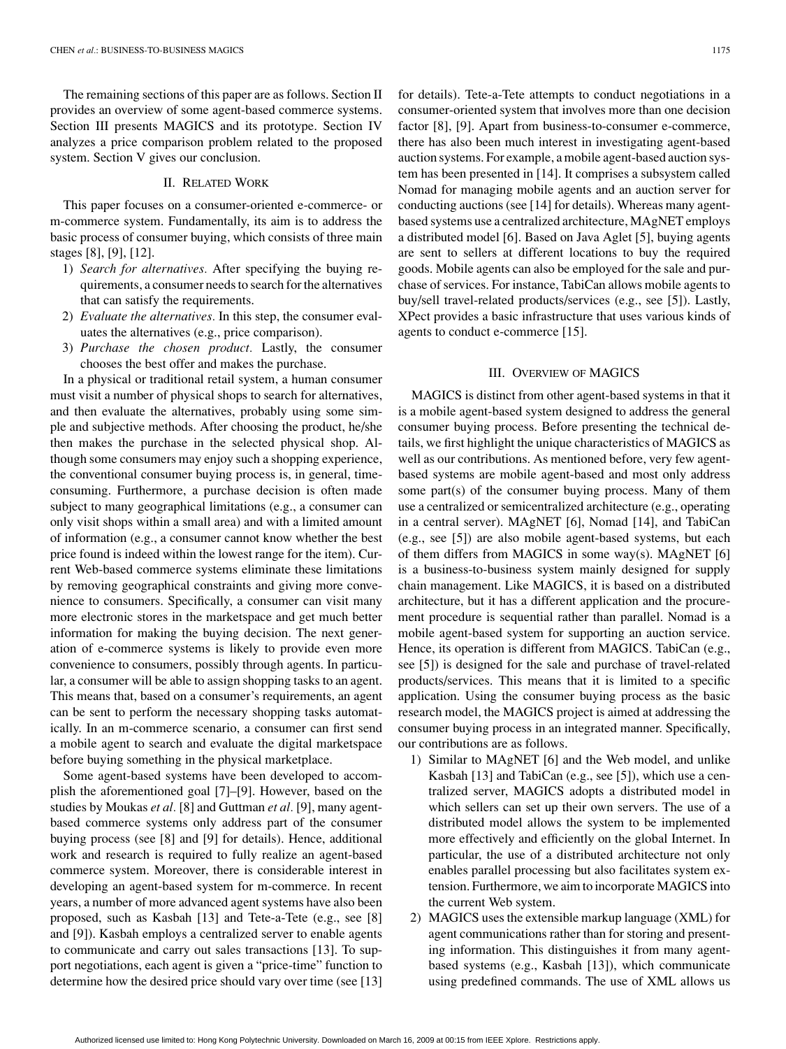The remaining sections of this paper are as follows. Section II provides an overview of some agent-based commerce systems. Section III presents MAGICS and its prototype. Section IV analyzes a price comparison problem related to the proposed system. Section V gives our conclusion.

## II. Related Work

This paper focuses on a consumer-oriented e-commerce- or m-commerce system. Fundamentally, its aim is to address the basic process of consumer buying, which consists of three main stages [8], [9], [12].

1) *Search for alternatives.* After specifying the buying requirements, a consumer needs to search for the alternatives that can satisfy the requirements.
2) *Evaluate the alternatives.* In this step, the consumer evaluates the alternatives (e.g., price comparison).
3) *Purchase the chosen product.* Lastly, the consumer chooses the best offer and makes the purchase.

In a physical or traditional retail system, a human consumer must visit a number of physical shops to search for alternatives, and then evaluate the alternatives, probably using some simple and subjective methods. After choosing the product, he/she then makes the purchase in the selected physical shop. Although some consumers may enjoy such a shopping experience, the conventional consumer buying process is, in general, time-consuming. Furthermore, a purchase decision is often made subject to many geographical limitations (e.g., a consumer can only visit shops within a small area) and with a limited amount of information (e.g., a consumer cannot know whether the best price found is indeed within the lowest range for the item). Current Web-based commerce systems eliminate these limitations by removing geographical constraints and giving more convenience to consumers. Specifically, a consumer can visit many more electronic stores in the marketspace and get much better information for making the buying decision. The next generation of e-commerce systems is likely to provide even more convenience to consumers, possibly through agents. In particular, a consumer will be able to assign shopping tasks to an agent. This means that, based on a consumer's requirements, an agent can be sent to perform the necessary shopping tasks automatically. In an m-commerce scenario, a consumer can first send a mobile agent to search and evaluate the digital marketspace before buying something in the physical marketplace.

Some agent-based systems have been developed to accomplish the aforementioned goal [7]–[9]. However, based on the studies by Moukas *et al.* [8] and Guttman *et al.* [9], many agent-based commerce systems only address part of the consumer buying process (see [8] and [9] for details). Hence, additional work and research is required to fully realize an agent-based commerce system. Moreover, there is considerable interest in developing an agent-based system for m-commerce. In recent years, a number of more advanced agent systems have also been proposed, such as Kasbah [13] and Tete-a-Tete (e.g., see [8] and [9]). Kasbah employs a centralized server to enable agents to communicate and carry out sales transactions [13]. To support negotiations, each agent is given a "price-time" function to determine how the desired price should vary over time (see [13] for details). Tete-a-Tete attempts to conduct negotiations in a consumer-oriented system that involves more than one decision factor [8], [9]. Apart from business-to-consumer e-commerce, there has also been much interest in investigating agent-based auction systems. For example, a mobile agent-based auction system has been presented in [14]. It comprises a subsystem called Nomad for managing mobile agents and an auction server for conducting auctions (see [14] for details). Whereas many agent-based systems use a centralized architecture, MAgNET employs a distributed model [6]. Based on Java Aglet [5], buying agents are sent to sellers at different locations to buy the required goods. Mobile agents can also be employed for the sale and purchase of services. For instance, TabiCan allows mobile agents to buy/sell travel-related products/services (e.g., see [5]). Lastly, XPect provides a basic infrastructure that uses various kinds of agents to conduct e-commerce [15].

## III. Overview of MAGICS

MAGICS is distinct from other agent-based systems in that it is a mobile agent-based system designed to address the general consumer buying process. Before presenting the technical details, we first highlight the unique characteristics of MAGICS as well as our contributions. As mentioned before, very few agent-based systems are mobile agent-based and most only address some part(s) of the consumer buying process. Many of them use a centralized or semicentralized architecture (e.g., operating in a central server). MAgNET [6], Nomad [14], and TabiCan (e.g., see [5]) are also mobile agent-based systems, but each of them differs from MAGICS in some way(s). MAgNET [6] is a business-to-business system mainly designed for supply chain management. Like MAGICS, it is based on a distributed architecture, but it has a different application and the procurement procedure is sequential rather than parallel. Nomad is a mobile agent-based system for supporting an auction service. Hence, its operation is different from MAGICS. TabiCan (e.g., see [5]) is designed for the sale and purchase of travel-related products/services. This means that it is limited to a specific application. Using the consumer buying process as the basic research model, the MAGICS project is aimed at addressing the consumer buying process in an integrated manner. Specifically, our contributions are as follows.

1) Similar to MAgNET [6] and the Web model, and unlike Kasbah [13] and TabiCan (e.g., see [5]), which use a centralized server, MAGICS adopts a distributed model in which sellers can set up their own servers. The use of a distributed model allows the system to be implemented more effectively and efficiently on the global Internet. In particular, the use of a distributed architecture not only enables parallel processing but also facilitates system extension. Furthermore, we aim to incorporate MAGICS into the current Web system.
2) MAGICS uses the extensible markup language (XML) for agent communications rather than for storing and presenting information. This distinguishes it from many agent-based systems (e.g., Kasbah [13]), which communicate using predefined commands. The use of XML allows us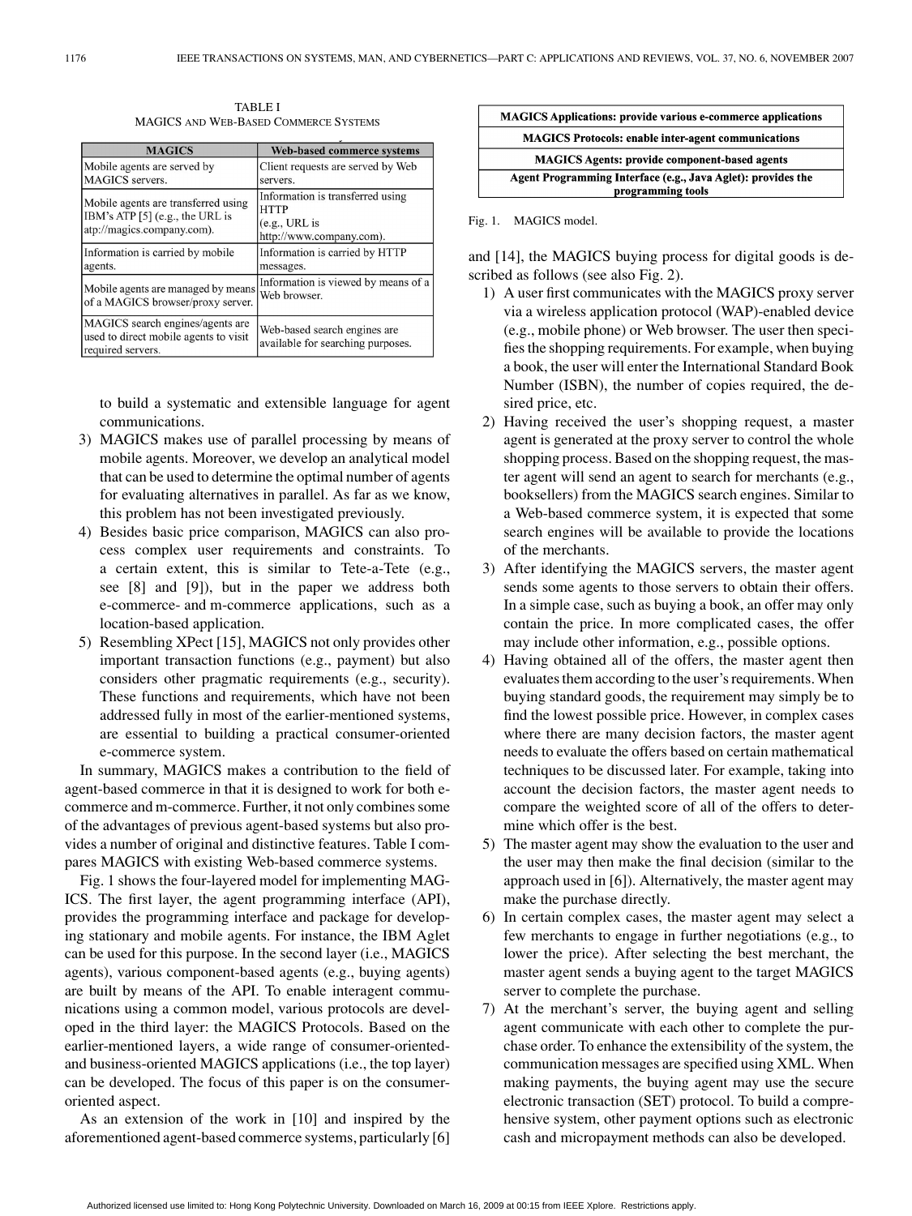TABLE I
MAGICS AND WEB-BASED COMMERCE SYSTEMS

| MAGICS | Web-based commerce systems |
|---|---|
| Mobile agents are served by MAGICS servers. | Client requests are served by Web servers. |
| Mobile agents are transferred using IBM's ATP [5] (e.g., the URL is atp://magics.company.com). | Information is transferred using HTTP (e.g., URL is http://www.company.com). |
| Information is carried by mobile agents. | Information is carried by HTTP messages. |
| Mobile agents are managed by means of a MAGICS browser/proxy server. | Information is viewed by means of a Web browser. |
| MAGICS search engines/agents are used to direct mobile agents to visit required servers. | Web-based search engines are available for searching purposes. |

to build a systematic and extensible language for agent communications.

3) MAGICS makes use of parallel processing by means of mobile agents. Moreover, we develop an analytical model that can be used to determine the optimal number of agents for evaluating alternatives in parallel. As far as we know, this problem has not been investigated previously.
4) Besides basic price comparison, MAGICS can also process complex user requirements and constraints. To a certain extent, this is similar to Tete-a-Tete (e.g., see [8] and [9]), but in the paper we address both e-commerce- and m-commerce applications, such as a location-based application.
5) Resembling XPect [15], MAGICS not only provides other important transaction functions (e.g., payment) but also considers other pragmatic requirements (e.g., security). These functions and requirements, which have not been addressed fully in most of the earlier-mentioned systems, are essential to building a practical consumer-oriented e-commerce system.

In summary, MAGICS makes a contribution to the field of agent-based commerce in that it is designed to work for both e-commerce and m-commerce. Further, it not only combines some of the advantages of previous agent-based systems but also provides a number of original and distinctive features. Table I compares MAGICS with existing Web-based commerce systems.

Fig. 1 shows the four-layered model for implementing MAGICS. The first layer, the agent programming interface (API), provides the programming interface and package for developing stationary and mobile agents. For instance, the IBM Aglet can be used for this purpose. In the second layer (i.e., MAGICS agents), various component-based agents (e.g., buying agents) are built by means of the API. To enable interagent communications using a common model, various protocols are developed in the third layer: the MAGICS Protocols. Based on the earlier-mentioned layers, a wide range of consumer-oriented- and business-oriented MAGICS applications (i.e., the top layer) can be developed. The focus of this paper is on the consumer-oriented aspect.

As an extension of the work in [10] and inspired by the aforementioned agent-based commerce systems, particularly [6] and [14], the MAGICS buying process for digital goods is described as follows (see also Fig. 2).

| MAGICS Applications: provide various e-commerce applications |
|---|
| MAGICS Protocols: enable inter-agent communications |
| MAGICS Agents: provide component-based agents |
| Agent Programming Interface (e.g., Java Aglet): provides the programming tools |

Fig. 1. MAGICS model.

1) A user first communicates with the MAGICS proxy server via a wireless application protocol (WAP)-enabled device (e.g., mobile phone) or Web browser. The user then specifies the shopping requirements. For example, when buying a book, the user will enter the International Standard Book Number (ISBN), the number of copies required, the desired price, etc.
2) Having received the user's shopping request, a master agent is generated at the proxy server to control the whole shopping process. Based on the shopping request, the master agent will send an agent to search for merchants (e.g., booksellers) from the MAGICS search engines. Similar to a Web-based commerce system, it is expected that some search engines will be available to provide the locations of the merchants.
3) After identifying the MAGICS servers, the master agent sends some agents to those servers to obtain their offers. In a simple case, such as buying a book, an offer may only contain the price. In more complicated cases, the offer may include other information, e.g., possible options.
4) Having obtained all of the offers, the master agent then evaluates them according to the user's requirements. When buying standard goods, the requirement may simply be to find the lowest possible price. However, in complex cases where there are many decision factors, the master agent needs to evaluate the offers based on certain mathematical techniques to be discussed later. For example, taking into account the decision factors, the master agent needs to compare the weighted score of all of the offers to determine which offer is the best.
5) The master agent may show the evaluation to the user and the user may then make the final decision (similar to the approach used in [6]). Alternatively, the master agent may make the purchase directly.
6) In certain complex cases, the master agent may select a few merchants to engage in further negotiations (e.g., to lower the price). After selecting the best merchant, the master agent sends a buying agent to the target MAGICS server to complete the purchase.
7) At the merchant's server, the buying agent and selling agent communicate with each other to complete the purchase order. To enhance the extensibility of the system, the communication messages are specified using XML. When making payments, the buying agent may use the secure electronic transaction (SET) protocol. To build a comprehensive system, other payment options such as electronic cash and micropayment methods can also be developed.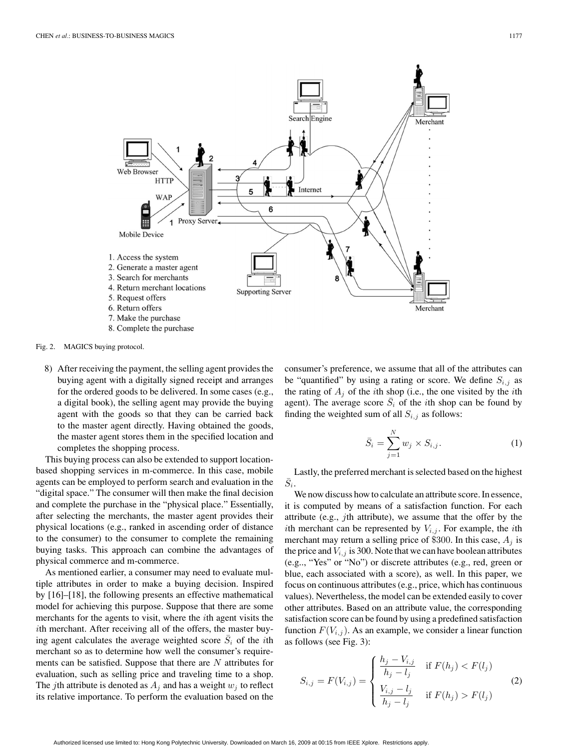Fig. 2. MAGICS buying protocol.

8) After receiving the payment, the selling agent provides the buying agent with a digitally signed receipt and arranges for the ordered goods to be delivered. In some cases (e.g., a digital book), the selling agent may provide the buying agent with the goods so that they can be carried back to the master agent directly. Having obtained the goods, the master agent stores them in the specified location and completes the shopping process.

This buying process can also be extended to support location-based shopping services in m-commerce. In this case, mobile agents can be employed to perform search and evaluation in the "digital space." The consumer will then make the final decision and complete the purchase in the "physical place." Essentially, after selecting the merchants, the master agent provides their physical locations (e.g., ranked in ascending order of distance to the consumer) to the consumer to complete the remaining buying tasks. This approach can combine the advantages of physical commerce and m-commerce.

As mentioned earlier, a consumer may need to evaluate multiple attributes in order to make a buying decision. Inspired by [16]–[18], the following presents an effective mathematical model for achieving this purpose. Suppose that there are some merchants for the agents to visit, where the $i$th agent visits the $i$th merchant. After receiving all of the offers, the master buying agent calculates the average weighted score $\bar{S}_i$ of the $i$th merchant so as to determine how well the consumer's requirements can be satisfied. Suppose that there are $N$ attributes for evaluation, such as selling price and traveling time to a shop. The $j$th attribute is denoted as $A_j$ and has a weight $w_j$ to reflect its relative importance. To perform the evaluation based on the consumer's preference, we assume that all of the attributes can be "quantified" by using a rating or score. We define $S_{i,j}$ as the rating of $A_j$ of the $i$th shop (i.e., the one visited by the $i$th agent). The average score $\bar{S}_i$ of the $i$th shop can be found by finding the weighted sum of all $S_{i,j}$ as follows:

$$\bar{S}_i = \sum_{j=1}^{N} w_j \times S_{i,j}. \tag{1}$$

Lastly, the preferred merchant is selected based on the highest $\bar{S}_i$.

We now discuss how to calculate an attribute score. In essence, it is computed by means of a satisfaction function. For each attribute (e.g., $j$th attribute), we assume that the offer by the $i$th merchant can be represented by $V_{i,j}$. For example, the $i$th merchant may return a selling price of \$300. In this case, $A_j$ is the price and $V_{i,j}$ is 300. Note that we can have boolean attributes (e.g.., "Yes" or "No") or discrete attributes (e.g., red, green or blue, each associated with a score), as well. In this paper, we focus on continuous attributes (e.g., price, which has continuous values). Nevertheless, the model can be extended easily to cover other attributes. Based on an attribute value, the corresponding satisfaction score can be found by using a predefined satisfaction function $F(V_{i,j})$. As an example, we consider a linear function as follows (see Fig. 3):

$$S_{i,j} = F(V_{i,j}) = \begin{cases} \dfrac{h_j - V_{i,j}}{h_j - l_j} & \text{if } F(h_j) < F(l_j) \\[2ex] \dfrac{V_{i,j} - l_j}{h_j - l_j} & \text{if } F(h_j) > F(l_j) \end{cases} \tag{2}$$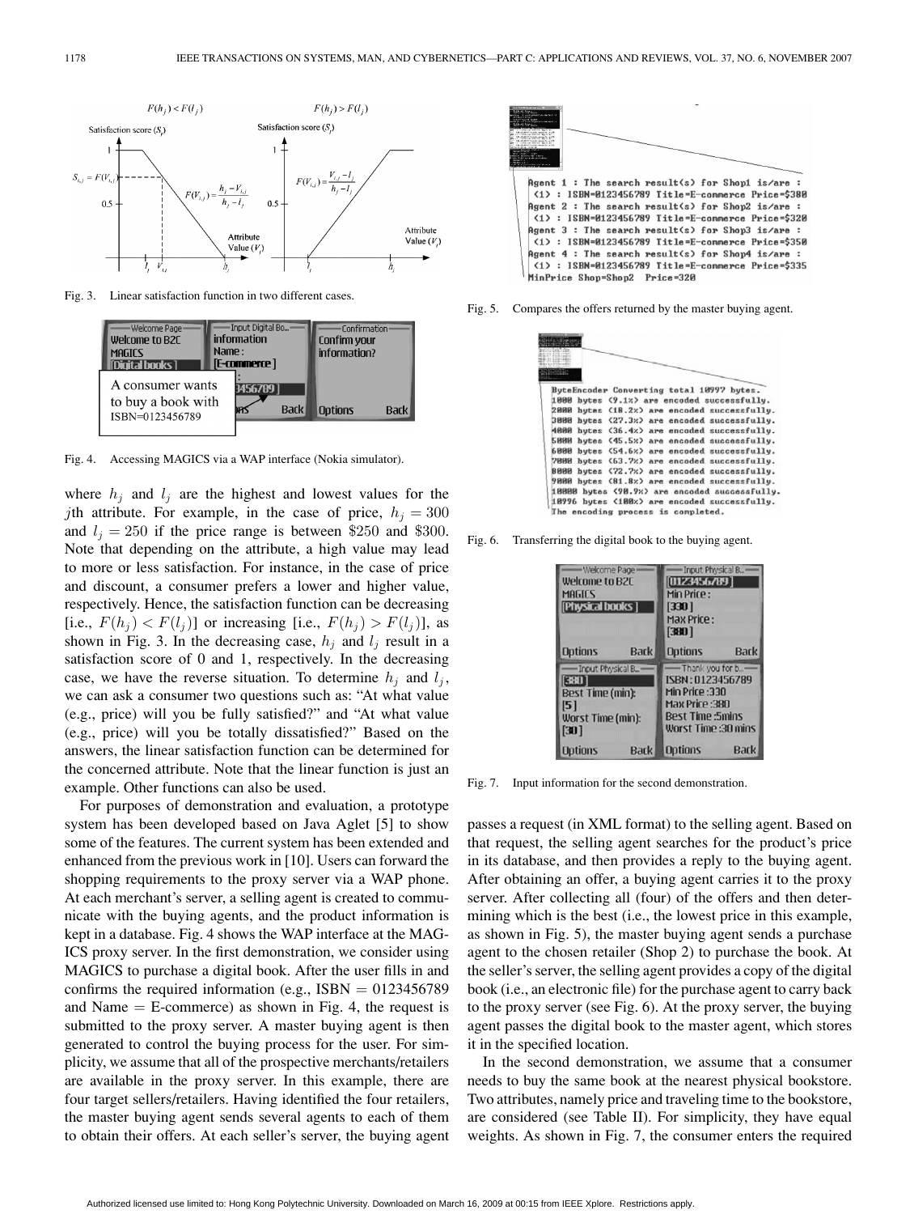Fig. 3. Linear satisfaction function in two different cases.

Fig. 4. Accessing MAGICS via a WAP interface (Nokia simulator).

where $h_j$ and $l_j$ are the highest and lowest values for the $j$th attribute. For example, in the case of price, $h_j = 300$ and $l_j = 250$ if the price range is between \$250 and \$300. Note that depending on the attribute, a high value may lead to more or less satisfaction. For instance, in the case of price and discount, a consumer prefers a lower and higher value, respectively. Hence, the satisfaction function can be decreasing [i.e., $F(h_j) < F(l_j)$] or increasing [i.e., $F(h_j) > F(l_j)$], as shown in Fig. 3. In the decreasing case, $h_j$ and $l_j$ result in a satisfaction score of 0 and 1, respectively. In the decreasing case, we have the reverse situation. To determine $h_j$ and $l_j$, we can ask a consumer two questions such as: "At what value (e.g., price) will you be fully satisfied?" and "At what value (e.g., price) will you be totally dissatisfied?" Based on the answers, the linear satisfaction function can be determined for the concerned attribute. Note that the linear function is just an example. Other functions can also be used.

For purposes of demonstration and evaluation, a prototype system has been developed based on Java Aglet [5] to show some of the features. The current system has been extended and enhanced from the previous work in [10]. Users can forward the shopping requirements to the proxy server via a WAP phone. At each merchant's server, a selling agent is created to communicate with the buying agents, and the product information is kept in a database. Fig. 4 shows the WAP interface at the MAGICS proxy server. In the first demonstration, we consider using MAGICS to purchase a digital book. After the user fills in and confirms the required information (e.g., ISBN = 0123456789 and Name = E-commerce) as shown in Fig. 4, the request is submitted to the proxy server. A master buying agent is then generated to control the buying process for the user. For simplicity, we assume that all of the prospective merchants/retailers are available in the proxy server. In this example, there are four target sellers/retailers. Having identified the four retailers, the master buying agent sends several agents to each of them to obtain their offers. At each seller's server, the buying agent passes a request (in XML format) to the selling agent. Based on that request, the selling agent searches for the product's price in its database, and then provides a reply to the buying agent. After obtaining an offer, a buying agent carries it to the proxy server. After collecting all (four) of the offers and then determining which is the best (i.e., the lowest price in this example, as shown in Fig. 5), the master buying agent sends a purchase agent to the chosen retailer (Shop 2) to purchase the book. At the seller's server, the selling agent provides a copy of the digital book (i.e., an electronic file) for the purchase agent to carry back to the proxy server (see Fig. 6). At the proxy server, the buying agent passes the digital book to the master agent, which stores it in the specified location.

Fig. 5. Compares the offers returned by the master buying agent.

Fig. 6. Transferring the digital book to the buying agent.

Fig. 7. Input information for the second demonstration.

In the second demonstration, we assume that a consumer needs to buy the same book at the nearest physical bookstore. Two attributes, namely price and traveling time to the bookstore, are considered (see Table II). For simplicity, they have equal weights. As shown in Fig. 7, the consumer enters the required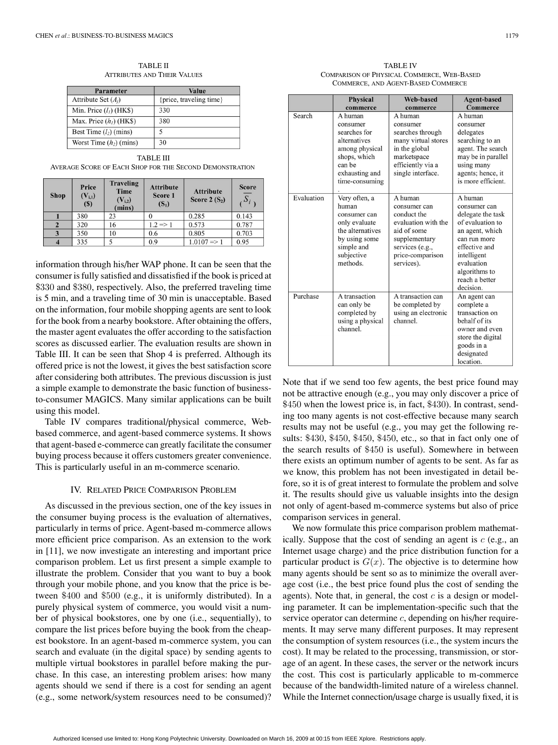TABLE II
ATTRIBUTES AND THEIR VALUES

| Parameter | Value |
|---|---|
| Attribute Set ($A_j$) | {price, traveling time} |
| Min. Price ($l_1$) (HK$) | 330 |
| Max. Price ($h_1$) (HK$) | 380 |
| Best Time ($l_2$) (mins) | 5 |
| Worst Time ($h_2$) (mins) | 30 |

TABLE III
AVERAGE SCORE OF EACH SHOP FOR THE SECOND DEMONSTRATION

| Shop | Price ($V_{i,1}$) ($) | Traveling Time ($V_{i,2}$) (mins) | Attribute Score 1 ($S_1$) | Attribute Score 2 ($S_2$) | Score ($\overline{S_i}$) |
|---|---|---|---|---|---|
| 1 | 380 | 23 | 0 | 0.285 | 0.143 |
| 2 | 320 | 16 | 1.2 => 1 | 0.573 | 0.787 |
| 3 | 350 | 10 | 0.6 | 0.805 | 0.703 |
| 4 | 335 | 5 | 0.9 | 1.0107 => 1 | 0.95 |

information through his/her WAP phone. It can be seen that the consumer is fully satisfied and dissatisfied if the book is priced at \$330 and \$380, respectively. Also, the preferred traveling time is 5 min, and a traveling time of 30 min is unacceptable. Based on the information, four mobile shopping agents are sent to look for the book from a nearby bookstore. After obtaining the offers, the master agent evaluates the offer according to the satisfaction scores as discussed earlier. The evaluation results are shown in Table III. It can be seen that Shop 4 is preferred. Although its offered price is not the lowest, it gives the best satisfaction score after considering both attributes. The previous discussion is just a simple example to demonstrate the basic function of business-to-consumer MAGICS. Many similar applications can be built using this model.

Table IV compares traditional/physical commerce, Web-based commerce, and agent-based commerce systems. It shows that agent-based e-commerce can greatly facilitate the consumer buying process because it offers customers greater convenience. This is particularly useful in an m-commerce scenario.

## IV. RELATED PRICE COMPARISON PROBLEM

As discussed in the previous section, one of the key issues in the consumer buying process is the evaluation of alternatives, particularly in terms of price. Agent-based m-commerce allows more efficient price comparison. As an extension to the work in [11], we now investigate an interesting and important price comparison problem. Let us first present a simple example to illustrate the problem. Consider that you want to buy a book through your mobile phone, and you know that the price is between \$400 and \$500 (e.g., it is uniformly distributed). In a purely physical system of commerce, you would visit a number of physical bookstores, one by one (i.e., sequentially), to compare the list prices before buying the book from the cheapest bookstore. In an agent-based m-commerce system, you can search and evaluate (in the digital space) by sending agents to multiple virtual bookstores in parallel before making the purchase. In this case, an interesting problem arises: how many agents should we send if there is a cost for sending an agent (e.g., some network/system resources need to be consumed)?

TABLE IV
COMPARISON OF PHYSICAL COMMERCE, WEB-BASED COMMERCE, AND AGENT-BASED COMMERCE

| | Physical commerce | Web-based commerce | Agent-based Commerce |
|---|---|---|---|
| Search | A human consumer searches for alternatives among physical shops, which can be exhausting and time-consuming. | A human consumer searches through many virtual stores in the global marketspace efficiently via a single interface. | A human consumer delegates searching to an agent. The search may be in parallel using many agents; hence, it is more efficient. |
| Evaluation | Very often, a human consumer can only evaluate the alternatives by using some simple and subjective methods. | A human consumer can conduct the evaluation with the aid of some supplementary services (e.g., price-comparison services). | A human consumer can delegate the task of evaluation to an agent, which can run more effective and intelligent evaluation algorithms to reach a better decision. |
| Purchase | A transaction can only be completed by using a physical channel. | A transaction can be completed by using an electronic channel. | An agent can complete a transaction on behalf of its owner and even store the digital goods in a designated location. |

Note that if we send too few agents, the best price found may not be attractive enough (e.g., you may only discover a price of \$450 when the lowest price is, in fact, \$430). In contrast, sending too many agents is not cost-effective because many search results may not be useful (e.g., you may get the following results: \$430, \$450, \$450, \$450, etc., so that in fact only one of the search results of \$450 is useful). Somewhere in between there exists an optimum number of agents to be sent. As far as we know, this problem has not been investigated in detail before, so it is of great interest to formulate the problem and solve it. The results should give us valuable insights into the design not only of agent-based m-commerce systems but also of price comparison services in general.

We now formulate this price comparison problem mathematically. Suppose that the cost of sending an agent is $c$ (e.g., an Internet usage charge) and the price distribution function for a particular product is $G(x)$. The objective is to determine how many agents should be sent so as to minimize the overall average cost (i.e., the best price found plus the cost of sending the agents). Note that, in general, the cost $c$ is a design or modeling parameter. It can be implementation-specific such that the service operator can determine $c$, depending on his/her requirements. It may serve many different purposes. It may represent the consumption of system resources (i.e., the system incurs the cost). It may be related to the processing, transmission, or storage of an agent. In these cases, the server or the network incurs the cost. This cost is particularly applicable to m-commerce because of the bandwidth-limited nature of a wireless channel. While the Internet connection/usage charge is usually fixed, it is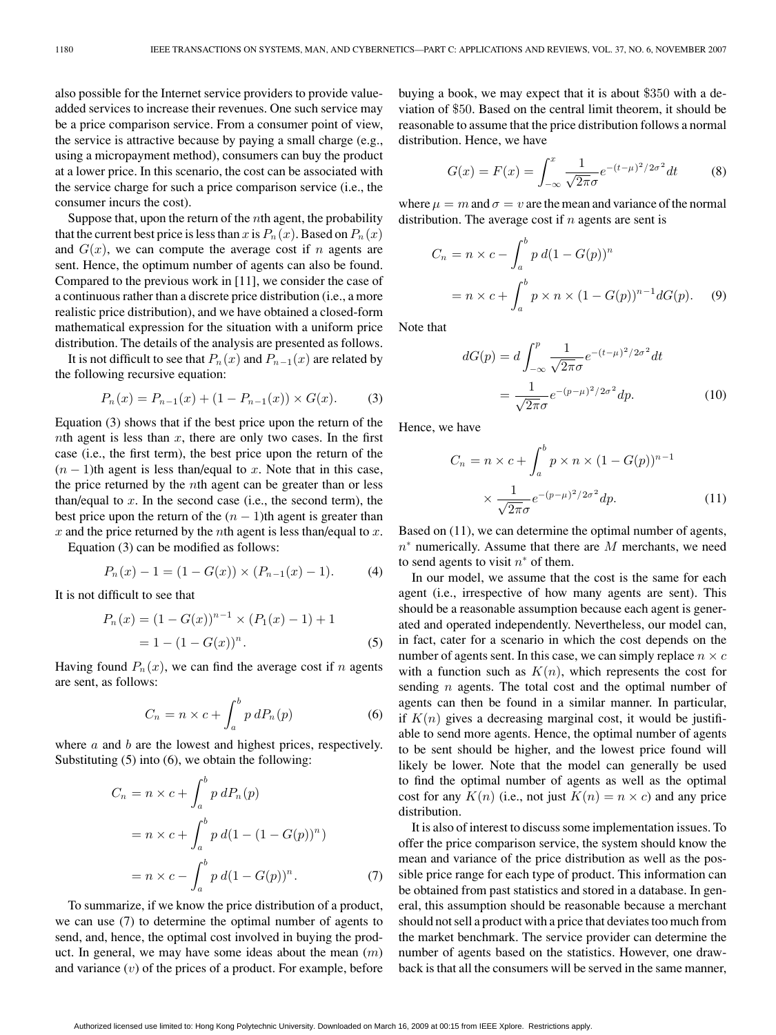also possible for the Internet service providers to provide value-added services to increase their revenues. One such service may be a price comparison service. From a consumer point of view, the service is attractive because by paying a small charge (e.g., using a micropayment method), consumers can buy the product at a lower price. In this scenario, the cost can be associated with the service charge for such a price comparison service (i.e., the consumer incurs the cost).

Suppose that, upon the return of the $n$th agent, the probability that the current best price is less than $x$ is $P_n(x)$. Based on $P_n(x)$ and $G(x)$, we can compute the average cost if $n$ agents are sent. Hence, the optimum number of agents can also be found. Compared to the previous work in [11], we consider the case of a continuous rather than a discrete price distribution (i.e., a more realistic price distribution), and we have obtained a closed-form mathematical expression for the situation with a uniform price distribution. The details of the analysis are presented as follows.

It is not difficult to see that $P_n(x)$ and $P_{n-1}(x)$ are related by the following recursive equation:

$$P_n(x) = P_{n-1}(x) + (1 - P_{n-1}(x)) \times G(x). \tag{3}$$

Equation (3) shows that if the best price upon the return of the $n$th agent is less than $x$, there are only two cases. In the first case (i.e., the first term), the best price upon the return of the $(n-1)$th agent is less than/equal to $x$. Note that in this case, the price returned by the $n$th agent can be greater than or less than/equal to $x$. In the second case (i.e., the second term), the best price upon the return of the $(n-1)$th agent is greater than $x$ and the price returned by the $n$th agent is less than/equal to $x$.

Equation (3) can be modified as follows:

$$P_n(x) - 1 = (1 - G(x)) \times (P_{n-1}(x) - 1). \tag{4}$$

It is not difficult to see that

$$\begin{aligned} P_n(x) &= (1 - G(x))^{n-1} \times (P_1(x) - 1) + 1 \\ &= 1 - (1 - G(x))^n. \end{aligned} \tag{5}$$

Having found $P_n(x)$, we can find the average cost if $n$ agents are sent, as follows:

$$C_n = n \times c + \int_a^b p \, dP_n(p) \tag{6}$$

where $a$ and $b$ are the lowest and highest prices, respectively. Substituting (5) into (6), we obtain the following:

$$\begin{aligned} C_n &= n \times c + \int_a^b p \, dP_n(p) \\ &= n \times c + \int_a^b p \, d(1 - (1 - G(p))^n) \\ &= n \times c - \int_a^b p \, d(1 - G(p))^n. \end{aligned} \tag{7}$$

To summarize, if we know the price distribution of a product, we can use (7) to determine the optimal number of agents to send, and, hence, the optimal cost involved in buying the product. In general, we may have some ideas about the mean ($m$) and variance ($v$) of the prices of a product. For example, before buying a book, we may expect that it is about \$350 with a deviation of \$50. Based on the central limit theorem, it should be reasonable to assume that the price distribution follows a normal distribution. Hence, we have

$$G(x) = F(x) = \int_{-\infty}^{x} \frac{1}{\sqrt{2\pi}\sigma} e^{-(t-\mu)^2/2\sigma^2} dt \tag{8}$$

where $\mu = m$ and $\sigma = v$ are the mean and variance of the normal distribution. The average cost if $n$ agents are sent is

$$\begin{aligned} C_n &= n \times c - \int_a^b p \, d(1 - G(p))^n \\ &= n \times c + \int_a^b p \times n \times (1 - G(p))^{n-1} dG(p). \end{aligned} \tag{9}$$

Note that

$$\begin{aligned} dG(p) &= d \int_{-\infty}^{p} \frac{1}{\sqrt{2\pi}\sigma} e^{-(t-\mu)^2/2\sigma^2} dt \\ &= \frac{1}{\sqrt{2\pi}\sigma} e^{-(p-\mu)^2/2\sigma^2} dp. \end{aligned} \tag{10}$$

Hence, we have

$$\begin{aligned} C_n = n \times c + \int_a^b p \times n \times (1 - G(p))^{n-1} \\ \times \frac{1}{\sqrt{2\pi}\sigma} e^{-(p-\mu)^2/2\sigma^2} dp. \end{aligned} \tag{11}$$

Based on (11), we can determine the optimal number of agents, $n^*$ numerically. Assume that there are $M$ merchants, we need to send agents to visit $n^*$ of them.

In our model, we assume that the cost is the same for each agent (i.e., irrespective of how many agents are sent). This should be a reasonable assumption because each agent is generated and operated independently. Nevertheless, our model can, in fact, cater for a scenario in which the cost depends on the number of agents sent. In this case, we can simply replace $n \times c$ with a function such as $K(n)$, which represents the cost for sending $n$ agents. The total cost and the optimal number of agents can then be found in a similar manner. In particular, if $K(n)$ gives a decreasing marginal cost, it would be justifiable to send more agents. Hence, the optimal number of agents to be sent should be higher, and the lowest price found will likely be lower. Note that the model can generally be used to find the optimal number of agents as well as the optimal cost for any $K(n)$ (i.e., not just $K(n) = n \times c$) and any price distribution.

It is also of interest to discuss some implementation issues. To offer the price comparison service, the system should know the mean and variance of the price distribution as well as the possible price range for each type of product. This information can be obtained from past statistics and stored in a database. In general, this assumption should be reasonable because a merchant should not sell a product with a price that deviates too much from the market benchmark. The service provider can determine the number of agents based on the statistics. However, one drawback is that all the consumers will be served in the same manner,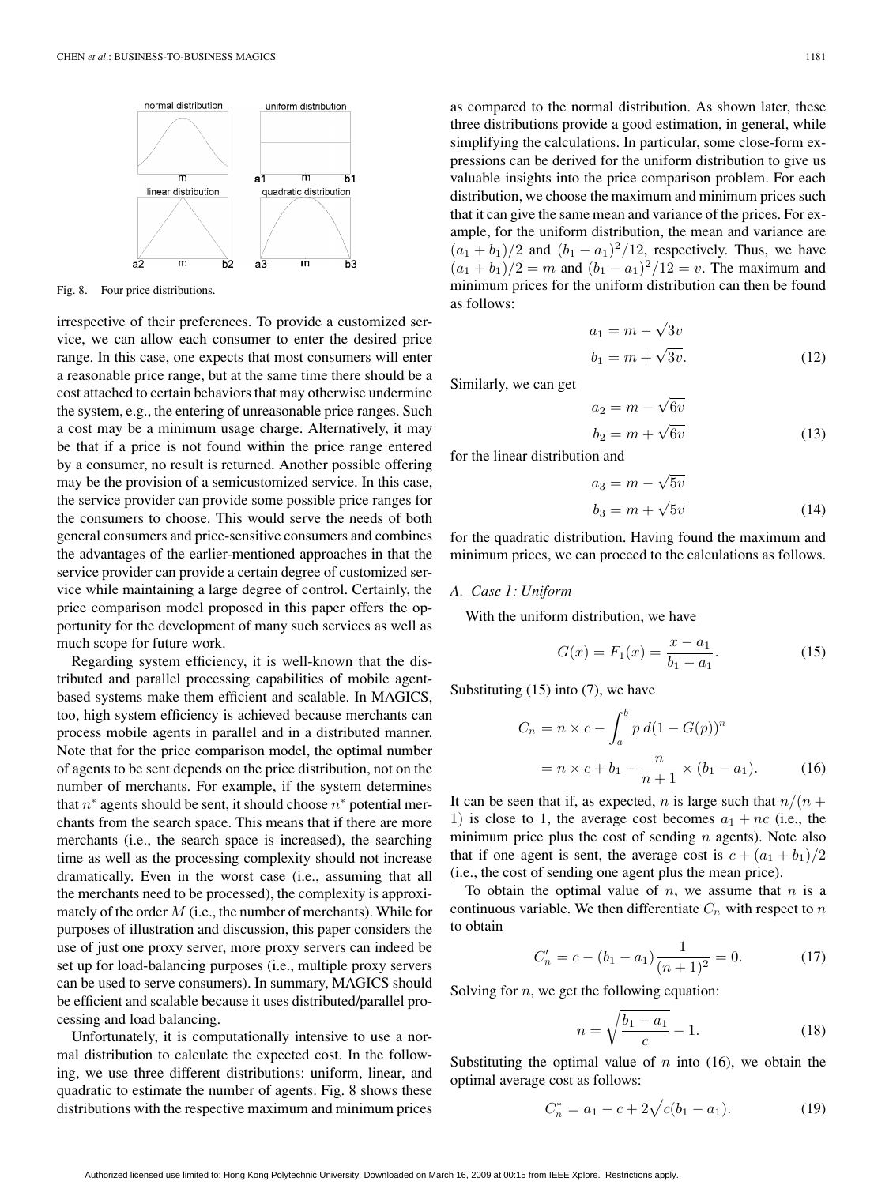normal distribution

m

uniform distribution

a1 m b1

linear distribution

a2 m b2

quadratic distribution

a3 m b3

Fig. 8. Four price distributions.

irrespective of their preferences. To provide a customized service, we can allow each consumer to enter the desired price range. In this case, one expects that most consumers will enter a reasonable price range, but at the same time there should be a cost attached to certain behaviors that may otherwise undermine the system, e.g., the entering of unreasonable price ranges. Such a cost may be a minimum usage charge. Alternatively, it may be that if a price is not found within the price range entered by a consumer, no result is returned. Another possible offering may be the provision of a semicustomized service. In this case, the service provider can provide some possible price ranges for the consumers to choose. This would serve the needs of both general consumers and price-sensitive consumers and combines the advantages of the earlier-mentioned approaches in that the service provider can provide a certain degree of customized service while maintaining a large degree of control. Certainly, the price comparison model proposed in this paper offers the opportunity for the development of many such services as well as much scope for future work.

Regarding system efficiency, it is well-known that the distributed and parallel processing capabilities of mobile agent-based systems make them efficient and scalable. In MAGICS, too, high system efficiency is achieved because merchants can process mobile agents in parallel and in a distributed manner. Note that for the price comparison model, the optimal number of agents to be sent depends on the price distribution, not on the number of merchants. For example, if the system determines that $n^*$ agents should be sent, it should choose $n^*$ potential merchants from the search space. This means that if there are more merchants (i.e., the search space is increased), the searching time as well as the processing complexity should not increase dramatically. Even in the worst case (i.e., assuming that all the merchants need to be processed), the complexity is approximately of the order $M$ (i.e., the number of merchants). While for purposes of illustration and discussion, this paper considers the use of just one proxy server, more proxy servers can indeed be set up for load-balancing purposes (i.e., multiple proxy servers can be used to serve consumers). In summary, MAGICS should be efficient and scalable because it uses distributed/parallel processing and load balancing.

Unfortunately, it is computationally intensive to use a normal distribution to calculate the expected cost. In the following, we use three different distributions: uniform, linear, and quadratic to estimate the number of agents. Fig. 8 shows these distributions with the respective maximum and minimum prices as compared to the normal distribution. As shown later, these three distributions provide a good estimation, in general, while simplifying the calculations. In particular, some close-form expressions can be derived for the uniform distribution to give us valuable insights into the price comparison problem. For each distribution, we choose the maximum and minimum prices such that it can give the same mean and variance of the prices. For example, for the uniform distribution, the mean and variance are $(a_1 + b_1)/2$ and $(b_1 - a_1)^2/12$, respectively. Thus, we have $(a_1 + b_1)/2 = m$ and $(b_1 - a_1)^2/12 = v$. The maximum and minimum prices for the uniform distribution can then be found as follows:

$$a_1 = m - \sqrt{3v}$$
$$b_1 = m + \sqrt{3v}. \tag{12}$$

Similarly, we can get

$$a_2 = m - \sqrt{6v}$$
$$b_2 = m + \sqrt{6v} \tag{13}$$

for the linear distribution and

$$a_3 = m - \sqrt{5v}$$
$$b_3 = m + \sqrt{5v} \tag{14}$$

for the quadratic distribution. Having found the maximum and minimum prices, we can proceed to the calculations as follows.

### *A. Case 1: Uniform*

With the uniform distribution, we have

$$G(x) = F_1(x) = \frac{x - a_1}{b_1 - a_1}. \tag{15}$$

Substituting (15) into (7), we have

$$\begin{aligned} C_n &= n \times c - \int_a^b p \, d(1 - G(p))^n \\ &= n \times c + b_1 - \frac{n}{n+1} \times (b_1 - a_1). \end{aligned} \tag{16}$$

It can be seen that if, as expected, $n$ is large such that $n/(n+1)$ is close to 1, the average cost becomes $a_1 + nc$ (i.e., the minimum price plus the cost of sending $n$ agents). Note also that if one agent is sent, the average cost is $c + (a_1 + b_1)/2$ (i.e., the cost of sending one agent plus the mean price).

To obtain the optimal value of $n$, we assume that $n$ is a continuous variable. We then differentiate $C_n$ with respect to $n$ to obtain

$$C_n' = c - (b_1 - a_1)\frac{1}{(n+1)^2} = 0. \tag{17}$$

Solving for $n$, we get the following equation:

$$n = \sqrt{\frac{b_1 - a_1}{c}} - 1. \tag{18}$$

Substituting the optimal value of $n$ into (16), we obtain the optimal average cost as follows:

$$C_n^* = a_1 - c + 2\sqrt{c(b_1 - a_1)}. \tag{19}$$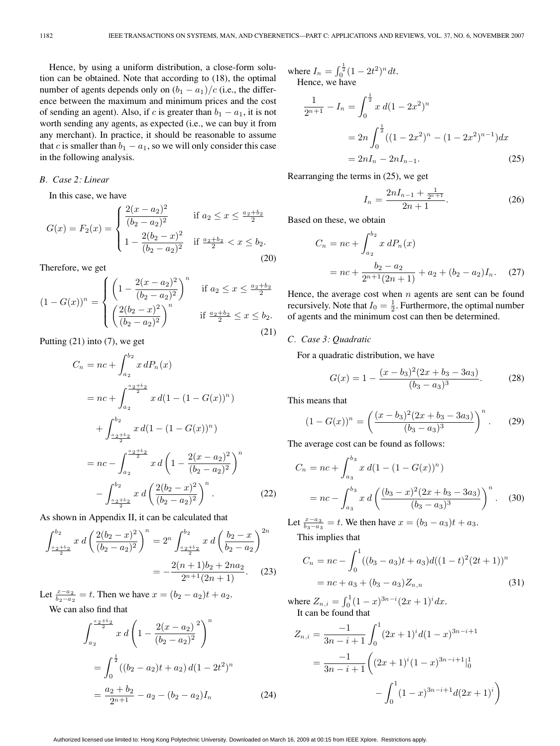Hence, by using a uniform distribution, a close-form solution can be obtained. Note that according to (18), the optimal number of agents depends only on $(b_1 - a_1)/c$ (i.e., the difference between the maximum and minimum prices and the cost of sending an agent). Also, if $c$ is greater than $b_1 - a_1$, it is not worth sending any agents, as expected (i.e., we can buy it from any merchant). In practice, it should be reasonable to assume that $c$ is smaller than $b_1 - a_1$, so we will only consider this case in the following analysis.

### *B. Case 2: Linear*

In this case, we have

$$G(x) = F_2(x) = \begin{cases} \dfrac{2(x-a_2)^2}{(b_2-a_2)^2} & \text{if } a_2 \le x \le \frac{a_2+b_2}{2} \\ 1 - \dfrac{2(b_2-x)^2}{(b_2-a_2)^2} & \text{if } \frac{a_2+b_2}{2} < x \le b_2. \end{cases} \tag{20}$$

Therefore, we get

$$(1-G(x))^n = \begin{cases} \left(1 - \dfrac{2(x-a_2)^2}{(b_2-a_2)^2}\right)^n & \text{if } a_2 \le x \le \frac{a_2+b_2}{2} \\ \left(\dfrac{2(b_2-x)^2}{(b_2-a_2)^2}\right)^n & \text{if } \frac{a_2+b_2}{2} \le x \le b_2. \end{cases} \tag{21}$$

Putting (21) into (7), we get

$$\begin{aligned} C_n &= nc + \int_{a_2}^{b_2} x\, dP_n(x) \\ &= nc + \int_{a_2}^{\frac{a_2+b_2}{2}} x\, d(1-(1-G(x))^n) \\ &\quad + \int_{\frac{a_2+b_2}{2}}^{b_2} x\, d(1-(1-G(x))^n) \\ &= nc - \int_{a_2}^{\frac{a_2+b_2}{2}} x\, d\left(1 - \frac{2(x-a_2)^2}{(b_2-a_2)^2}\right)^n \\ &\quad - \int_{\frac{a_2+b_2}{2}}^{b_2} x\, d\left(\frac{2(b_2-x)^2}{(b_2-a_2)^2}\right)^n. \end{aligned} \tag{22}$$

As shown in Appendix II, it can be calculated that

$$\begin{aligned} \int_{\frac{a_2+b_2}{2}}^{b_2} x\, d\left(\frac{2(b_2-x)^2}{(b_2-a_2)^2}\right)^n &= 2^n \int_{\frac{a_2+b_2}{2}}^{b_2} x\, d\left(\frac{b_2-x}{b_2-a_2}\right)^{2n} \\ &= -\frac{2(n+1)b_2 + 2na_2}{2^{n+1}(2n+1)}. \end{aligned} \tag{23}$$

Let $\frac{x-a_2}{b_2-a_2} = t$. Then we have $x = (b_2-a_2)t + a_2$.

We can also find that

$$\begin{aligned} &\int_{a_2}^{\frac{a_2+b_2}{2}} x\, d\left(1 - \frac{2(x-a_2)^2}{(b_2-a_2)^2}\right)^n \\ &= \int_0^{\frac{1}{2}} ((b_2-a_2)t + a_2)\, d(1-2t^2)^n \\ &= \frac{a_2+b_2}{2^{n+1}} - a_2 - (b_2-a_2)I_n \end{aligned} \tag{24}$$

where $I_n = \int_0^{\frac{1}{2}} (1-2t^2)^n dt$.

Hence, we have

$$\begin{aligned} \frac{1}{2^{n+1}} - I_n &= \int_0^{\frac{1}{2}} x\, d(1-2x^2)^n \\ &= 2n \int_0^{\frac{1}{2}} ((1-2x^2)^n - (1-2x^2)^{n-1}) dx \\ &= 2nI_n - 2nI_{n-1}. \end{aligned} \tag{25}$$

Rearranging the terms in (25), we get

$$I_n = \frac{2nI_{n-1} + \frac{1}{2^{n+1}}}{2n+1}. \tag{26}$$

Based on these, we obtain

$$\begin{aligned} C_n &= nc + \int_{a_2}^{b_2} x\, dP_n(x) \\ &= nc + \frac{b_2-a_2}{2^{n+1}(2n+1)} + a_2 + (b_2-a_2)I_n. \end{aligned} \tag{27}$$

Hence, the average cost when $n$ agents are sent can be found recursively. Note that $I_0 = \frac{1}{2}$. Furthermore, the optimal number of agents and the minimum cost can then be determined.

### *C. Case 3: Quadratic*

For a quadratic distribution, we have

$$G(x) = 1 - \frac{(x-b_3)^2(2x+b_3-3a_3)}{(b_3-a_3)^3}. \tag{28}$$

This means that

$$(1-G(x))^n = \left(\frac{(x-b_3)^2(2x+b_3-3a_3)}{(b_3-a_3)^3}\right)^n. \tag{29}$$

The average cost can be found as follows:

$$\begin{aligned} C_n &= nc + \int_{a_3}^{b_3} x\, d(1-(1-G(x))^n) \\ &= nc - \int_{a_3}^{b_3} x\, d\left(\frac{(b_3-x)^2(2x+b_3-3a_3)}{(b_3-a_3)^3}\right)^n. \end{aligned} \tag{30}$$

Let $\frac{x-a_3}{b_3-a_3} = t$. We then have $x = (b_3-a_3)t + a_3$.

This implies that

$$\begin{aligned} C_n &= nc - \int_0^1 ((b_3-a_3)t + a_3) d((1-t)^2(2t+1))^n \\ &= nc + a_3 + (b_3-a_3)Z_{n,n} \end{aligned} \tag{31}$$

where $Z_{n,i} = \int_0^1 (1-x)^{3n-i}(2x+1)^i dx$.

It can be found that

$$\begin{aligned} Z_{n,i} &= \frac{-1}{3n-i+1} \int_0^1 (2x+1)^i d(1-x)^{3n-i+1} \\ &= \frac{-1}{3n-i+1} \Bigg( (2x+1)^i (1-x)^{3n-i+1} \Big|_0^1 \\ &\qquad - \int_0^1 (1-x)^{3n-i+1} d(2x+1)^i \Bigg) \end{aligned}$$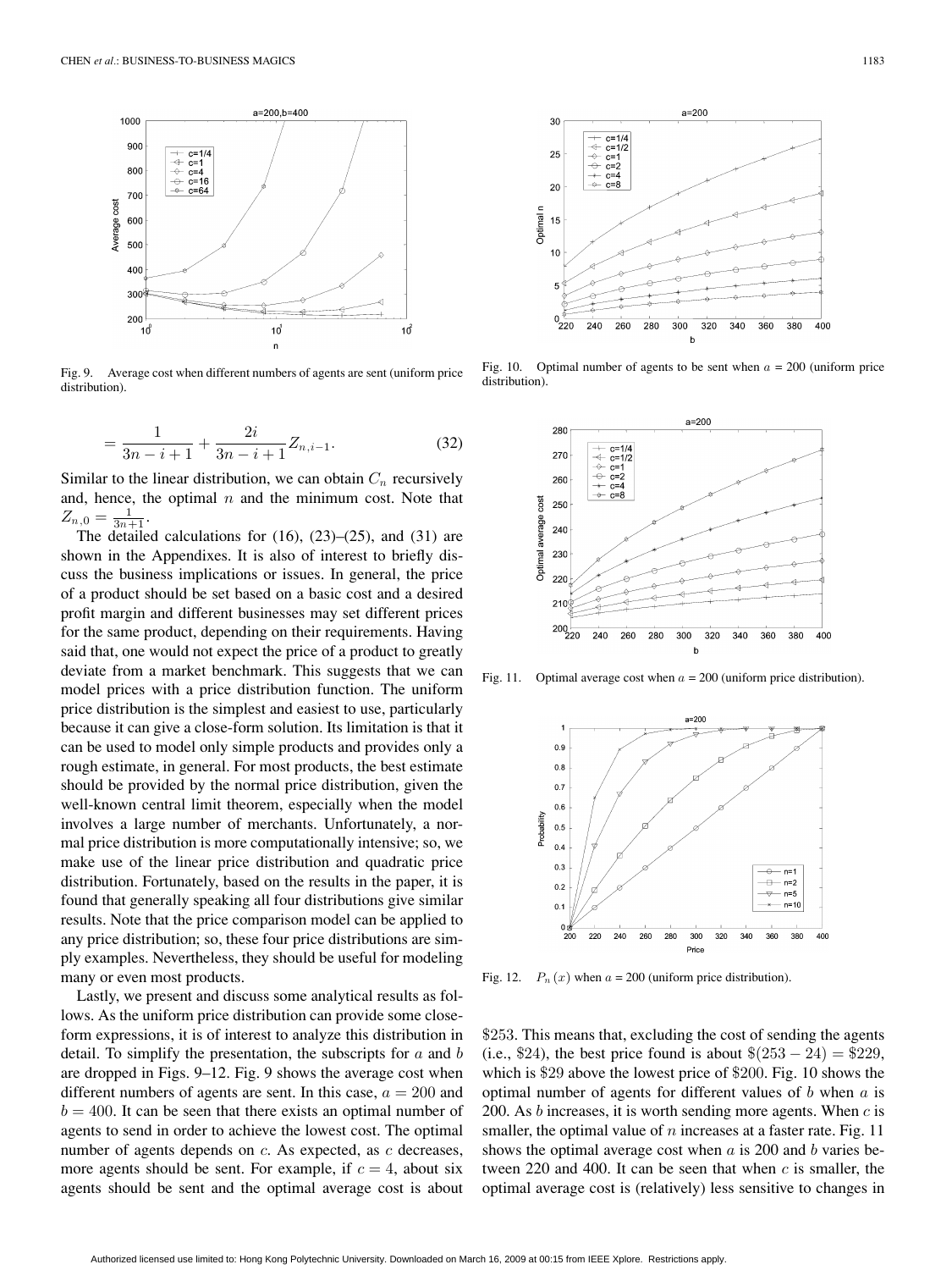Fig. 9. Average cost when different numbers of agents are sent (uniform price distribution).

$$= \frac{1}{3n-i+1} + \frac{2i}{3n-i+1} Z_{n,i-1}. \quad (32)$$

Similar to the linear distribution, we can obtain $C_n$ recursively and, hence, the optimal $n$ and the minimum cost. Note that $Z_{n,0} = \frac{1}{3n+1}$.

The detailed calculations for (16), (23)–(25), and (31) are shown in the Appendixes. It is also of interest to briefly discuss the business implications or issues. In general, the price of a product should be set based on a basic cost and a desired profit margin and different businesses may set different prices for the same product, depending on their requirements. Having said that, one would not expect the price of a product to greatly deviate from a market benchmark. This suggests that we can model prices with a price distribution function. The uniform price distribution is the simplest and easiest to use, particularly because it can give a close-form solution. Its limitation is that it can be used to model only simple products and provides only a rough estimate, in general. For most products, the best estimate should be provided by the normal price distribution, given the well-known central limit theorem, especially when the model involves a large number of merchants. Unfortunately, a normal price distribution is more computationally intensive; so, we make use of the linear price distribution and quadratic price distribution. Fortunately, based on the results in the paper, it is found that generally speaking all four distributions give similar results. Note that the price comparison model can be applied to any price distribution; so, these four price distributions are simply examples. Nevertheless, they should be useful for modeling many or even most products.

Lastly, we present and discuss some analytical results as follows. As the uniform price distribution can provide some close-form expressions, it is of interest to analyze this distribution in detail. To simplify the presentation, the subscripts for $a$ and $b$ are dropped in Figs. 9–12. Fig. 9 shows the average cost when different numbers of agents are sent. In this case, $a = 200$ and $b = 400$. It can be seen that there exists an optimal number of agents to send in order to achieve the lowest cost. The optimal number of agents depends on $c$. As expected, as $c$ decreases, more agents should be sent. For example, if $c = 4$, about six agents should be sent and the optimal average cost is about $253. This means that, excluding the cost of sending the agents (i.e., $24), the best price found is about $(253 − 24) = $229, which is $29 above the lowest price of $200. Fig. 10 shows the optimal number of agents for different values of $b$ when $a$ is 200. As $b$ increases, it is worth sending more agents. When $c$ is smaller, the optimal value of $n$ increases at a faster rate. Fig. 11 shows the optimal average cost when $a$ is 200 and $b$ varies between 220 and 400. It can be seen that when $c$ is smaller, the optimal average cost is (relatively) less sensitive to changes in

Fig. 10. Optimal number of agents to be sent when $a$ = 200 (uniform price distribution).

Fig. 11. Optimal average cost when $a$ = 200 (uniform price distribution).

Fig. 12. $P_n(x)$ when $a$ = 200 (uniform price distribution).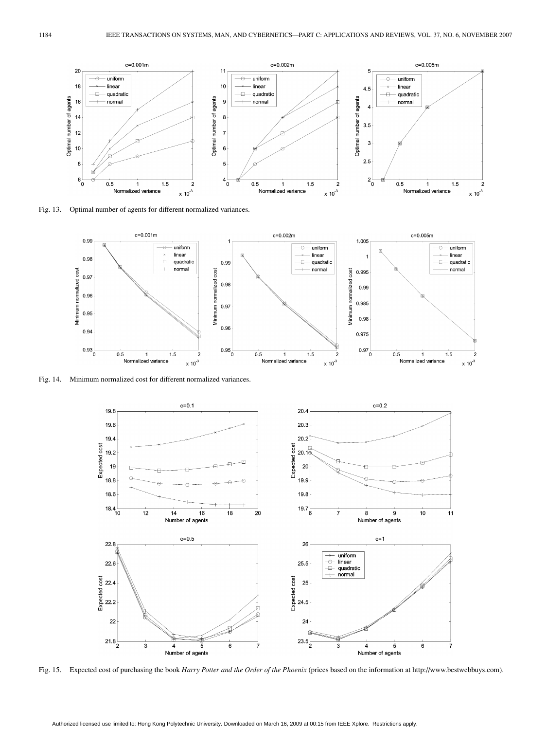Fig. 13. Optimal number of agents for different normalized variances.

Fig. 14. Minimum normalized cost for different normalized variances.

Fig. 15. Expected cost of purchasing the book *Harry Potter and the Order of the Phoenix* (prices based on the information at http://www.bestwebbuys.com).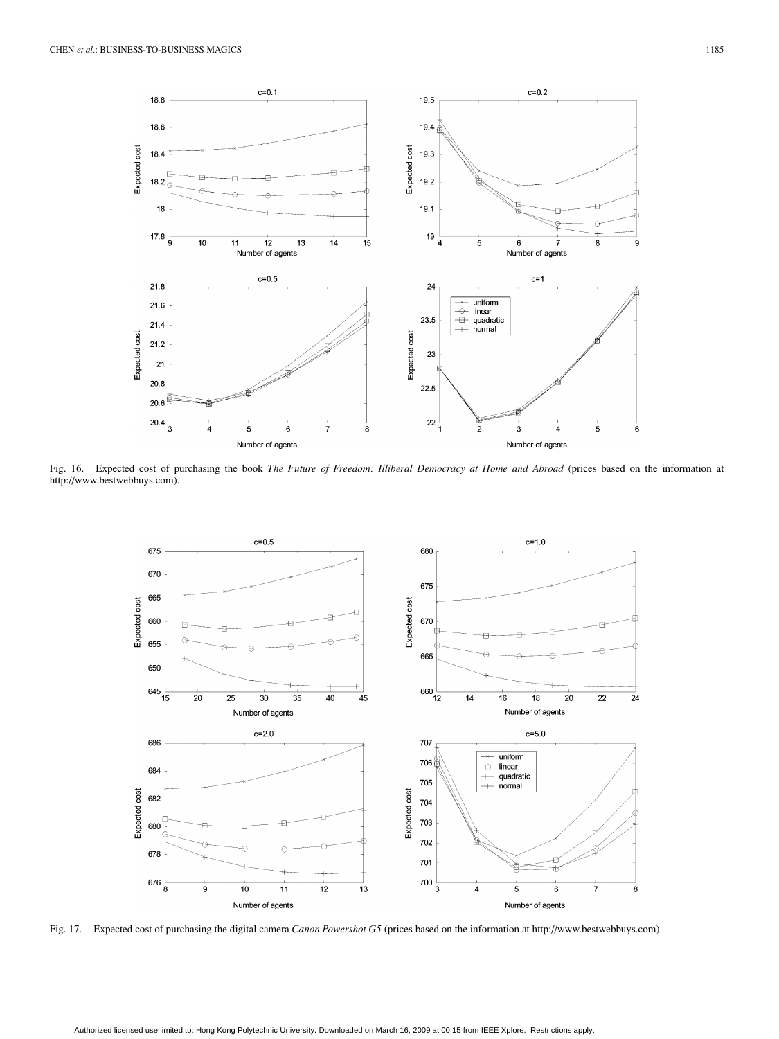Fig. 16. Expected cost of purchasing the book *The Future of Freedom: Illiberal Democracy at Home and Abroad* (prices based on the information at http://www.bestwebbuys.com).

Fig. 17. Expected cost of purchasing the digital camera *Canon Powershot G5* (prices based on the information at http://www.bestwebbuys.com).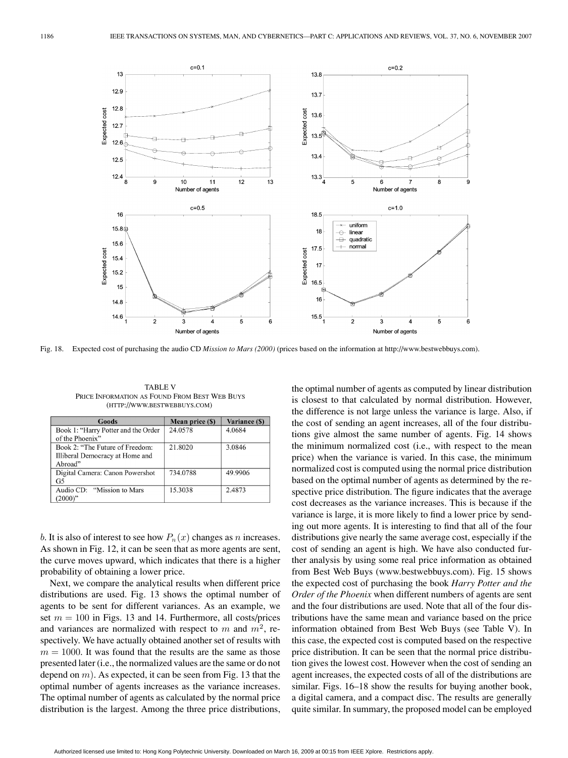Fig. 18. Expected cost of purchasing the audio CD *Mission to Mars (2000)* (prices based on the information at http://www.bestwebbuys.com).

TABLE V
PRICE INFORMATION AS FOUND FROM BEST WEB BUYS (HTTP://WWW.BESTWEBBUYS.COM)

| Goods | Mean price ($) | Variance ($) |
|---|---|---|
| Book 1: "Harry Potter and the Order of the Phoenix" | 24.0578 | 4.0684 |
| Book 2: "The Future of Freedom: Illiberal Democracy at Home and Abroad" | 21.8020 | 3.0846 |
| Digital Camera: Canon Powershot G5 | 734.0788 | 49.9906 |
| Audio CD: "Mission to Mars (2000)" | 15.3038 | 2.4873 |

$b$. It is also of interest to see how $P_n(x)$ changes as $n$ increases. As shown in Fig. 12, it can be seen that as more agents are sent, the curve moves upward, which indicates that there is a higher probability of obtaining a lower price.

Next, we compare the analytical results when different price distributions are used. Fig. 13 shows the optimal number of agents to be sent for different variances. As an example, we set $m = 100$ in Figs. 13 and 14. Furthermore, all costs/prices and variances are normalized with respect to $m$ and $m^2$, respectively. We have actually obtained another set of results with $m = 1000$. It was found that the results are the same as those presented later (i.e., the normalized values are the same or do not depend on $m$). As expected, it can be seen from Fig. 13 that the optimal number of agents increases as the variance increases. The optimal number of agents as calculated by the normal price distribution is the largest. Among the three price distributions, the optimal number of agents as computed by linear distribution is closest to that calculated by normal distribution. However, the difference is not large unless the variance is large. Also, if the cost of sending an agent increases, all of the four distributions give almost the same number of agents. Fig. 14 shows the minimum normalized cost (i.e., with respect to the mean price) when the variance is varied. In this case, the minimum normalized cost is computed using the normal price distribution based on the optimal number of agents as determined by the respective price distribution. The figure indicates that the average cost decreases as the variance increases. This is because if the variance is large, it is more likely to find a lower price by sending out more agents. It is interesting to find that all of the four distributions give nearly the same average cost, especially if the cost of sending an agent is high. We have also conducted further analysis by using some real price information as obtained from Best Web Buys (www.bestwebbuys.com). Fig. 15 shows the expected cost of purchasing the book *Harry Potter and the Order of the Phoenix* when different numbers of agents are sent and the four distributions are used. Note that all of the four distributions have the same mean and variance based on the price information obtained from Best Web Buys (see Table V). In this case, the expected cost is computed based on the respective price distribution. It can be seen that the normal price distribution gives the lowest cost. However when the cost of sending an agent increases, the expected costs of all of the distributions are similar. Figs. 16–18 show the results for buying another book, a digital camera, and a compact disc. The results are generally quite similar. In summary, the proposed model can be employed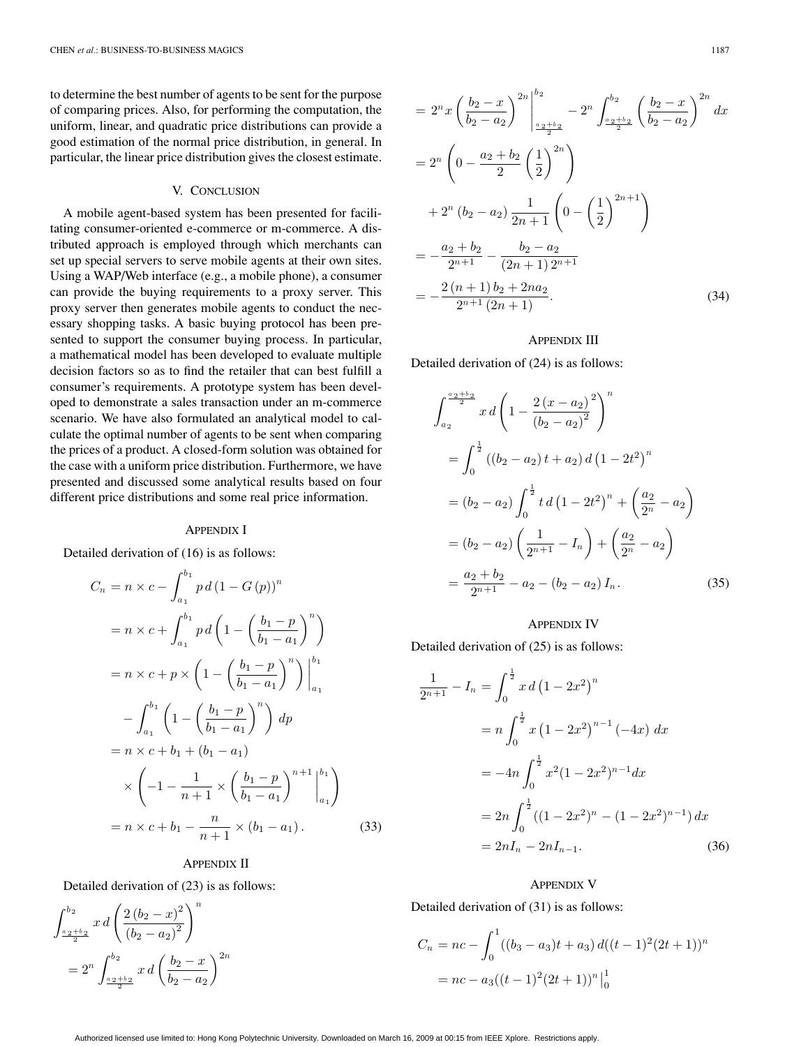to determine the best number of agents to be sent for the purpose of comparing prices. Also, for performing the computation, the uniform, linear, and quadratic price distributions can provide a good estimation of the normal price distribution, in general. In particular, the linear price distribution gives the closest estimate.

## V. Conclusion

A mobile agent-based system has been presented for facilitating consumer-oriented e-commerce or m-commerce. A distributed approach is employed through which merchants can set up special servers to serve mobile agents at their own sites. Using a WAP/Web interface (e.g., a mobile phone), a consumer can provide the buying requirements to a proxy server. This proxy server then generates mobile agents to conduct the necessary shopping tasks. A basic buying protocol has been presented to support the consumer buying process. In particular, a mathematical model has been developed to evaluate multiple decision factors so as to find the retailer that can best fulfill a consumer's requirements. A prototype system has been developed to demonstrate a sales transaction under an m-commerce scenario. We have also formulated an analytical model to calculate the optimal number of agents to be sent when comparing the prices of a product. A closed-form solution was obtained for the case with a uniform price distribution. Furthermore, we have presented and discussed some analytical results based on four different price distributions and some real price information.

## Appendix I

Detailed derivation of (16) is as follows:

$$
\begin{aligned}
C_n &= n \times c - \int_{a_1}^{b_1} p \, d\left(1 - G(p)\right)^n \\
&= n \times c + \int_{a_1}^{b_1} p \, d\left(1 - \left(\frac{b_1 - p}{b_1 - a_1}\right)^n\right) \\
&= n \times c + p \times \left(1 - \left(\frac{b_1 - p}{b_1 - a_1}\right)^n\right)\Bigg|_{a_1}^{b_1} \\
&\quad - \int_{a_1}^{b_1} \left(1 - \left(\frac{b_1 - p}{b_1 - a_1}\right)^n\right) dp \\
&= n \times c + b_1 + (b_1 - a_1) \\
&\quad \times \left(-1 - \frac{1}{n+1} \times \left(\frac{b_1 - p}{b_1 - a_1}\right)^{n+1}\Bigg|_{a_1}^{b_1}\right) \\
&= n \times c + b_1 - \frac{n}{n+1} \times (b_1 - a_1).
\end{aligned} \tag{33}
$$

## Appendix II

Detailed derivation of (23) is as follows:

$$
\begin{aligned}
&\int_{\frac{a_2+b_2}{2}}^{b_2} x \, d\left(\frac{2(b_2 - x)^2}{(b_2 - a_2)^2}\right)^n \\
&= 2^n \int_{\frac{a_2+b_2}{2}}^{b_2} x \, d\left(\frac{b_2 - x}{b_2 - a_2}\right)^{2n} \\
&= 2^n x \left(\frac{b_2 - x}{b_2 - a_2}\right)^{2n}\Bigg|_{\frac{a_2+b_2}{2}}^{b_2} - 2^n \int_{\frac{a_2+b_2}{2}}^{b_2} \left(\frac{b_2 - x}{b_2 - a_2}\right)^{2n} dx \\
&= 2^n \left(0 - \frac{a_2 + b_2}{2}\left(\frac{1}{2}\right)^{2n}\right) \\
&\quad + 2^n (b_2 - a_2) \frac{1}{2n+1}\left(0 - \left(\frac{1}{2}\right)^{2n+1}\right) \\
&= -\frac{a_2 + b_2}{2^{n+1}} - \frac{b_2 - a_2}{(2n+1)2^{n+1}} \\
&= -\frac{2(n+1)b_2 + 2na_2}{2^{n+1}(2n+1)}.
\end{aligned} \tag{34}
$$

## Appendix III

Detailed derivation of (24) is as follows:

$$
\begin{aligned}
&\int_{a_2}^{\frac{a_2+b_2}{2}} x \, d\left(1 - \frac{2(x - a_2)^2}{(b_2 - a_2)^2}\right)^n \\
&= \int_0^{\frac{1}{2}} ((b_2 - a_2)t + a_2) \, d\left(1 - 2t^2\right)^n \\
&= (b_2 - a_2) \int_0^{\frac{1}{2}} t \, d\left(1 - 2t^2\right)^n + \left(\frac{a_2}{2^n} - a_2\right) \\
&= (b_2 - a_2)\left(\frac{1}{2^{n+1}} - I_n\right) + \left(\frac{a_2}{2^n} - a_2\right) \\
&= \frac{a_2 + b_2}{2^{n+1}} - a_2 - (b_2 - a_2) I_n.
\end{aligned} \tag{35}
$$

## Appendix IV

Detailed derivation of (25) is as follows:

$$
\begin{aligned}
\frac{1}{2^{n+1}} - I_n &= \int_0^{\frac{1}{2}} x \, d\left(1 - 2x^2\right)^n \\
&= n \int_0^{\frac{1}{2}} x \left(1 - 2x^2\right)^{n-1} (-4x) \, dx \\
&= -4n \int_0^{\frac{1}{2}} x^2 (1 - 2x^2)^{n-1} dx \\
&= 2n \int_0^{\frac{1}{2}} \left((1 - 2x^2)^n - (1 - 2x^2)^{n-1}\right) dx \\
&= 2nI_n - 2nI_{n-1}.
\end{aligned} \tag{36}
$$

## Appendix V

Detailed derivation of (31) is as follows:

$$
\begin{aligned}
C_n &= nc - \int_0^1 ((b_3 - a_3)t + a_3) \, d((t-1)^2(2t+1))^n \\
&= nc - a_3((t-1)^2(2t+1))^n \Big|_0^1
\end{aligned}
$$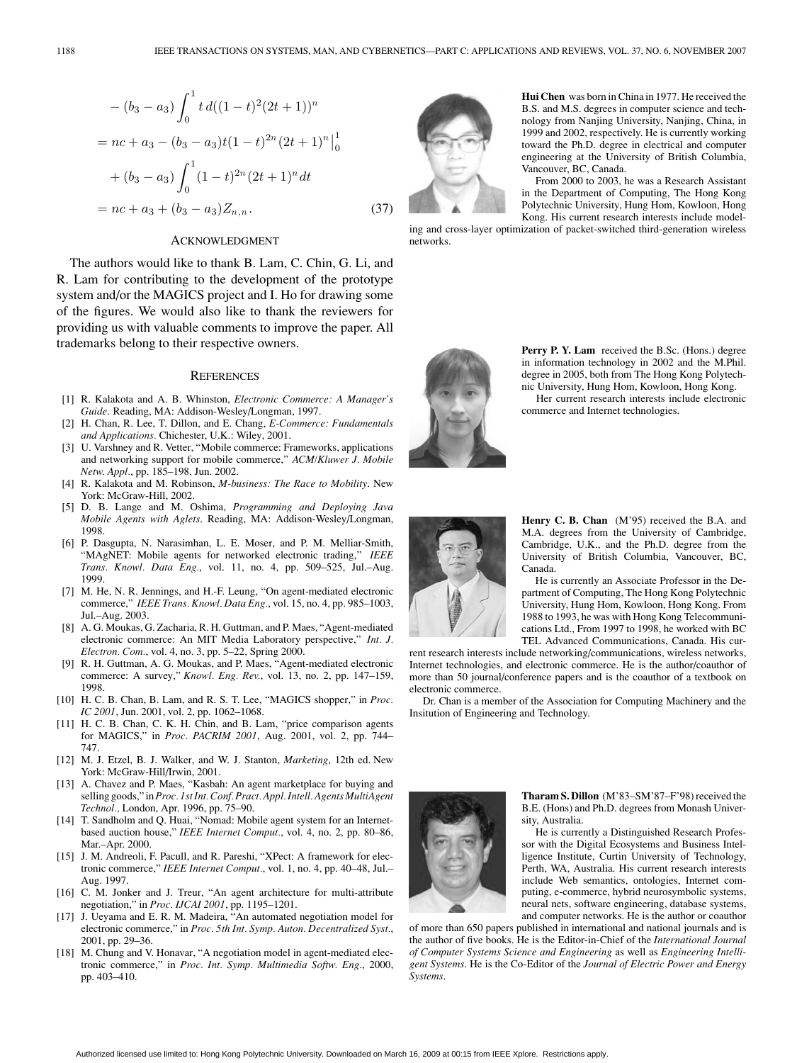$$
\begin{aligned}
&- (b_3 - a_3) \int_0^1 t \, d((1-t)^2(2t+1))^n \\
&= nc + a_3 - (b_3 - a_3) t (1-t)^{2n} (2t+1)^n \Big|_0^1 \\
&\quad + (b_3 - a_3) \int_0^1 (1-t)^{2n} (2t+1)^n dt \\
&= nc + a_3 + (b_3 - a_3) Z_{n,n}. \qquad (37)
\end{aligned}
$$

## ACKNOWLEDGMENT

The authors would like to thank B. Lam, C. Chin, G. Li, and R. Lam for contributing to the development of the prototype system and/or the MAGICS project and I. Ho for drawing some of the figures. We would also like to thank the reviewers for providing us with valuable comments to improve the paper. All trademarks belong to their respective owners.

## REFERENCES

[1] R. Kalakota and A. B. Whinston, *Electronic Commerce: A Manager's Guide*. Reading, MA: Addison-Wesley/Longman, 1997.

[2] H. Chan, R. Lee, T. Dillon, and E. Chang, *E-Commerce: Fundamentals and Applications*. Chichester, U.K.: Wiley, 2001.

[3] U. Varshney and R. Vetter, "Mobile commerce: Frameworks, applications and networking support for mobile commerce," *ACM/Kluwer J. Mobile Netw. Appl.*, pp. 185–198, Jun. 2002.

[4] R. Kalakota and M. Robinson, *M-business: The Race to Mobility*. New York: McGraw-Hill, 2002.

[5] D. B. Lange and M. Oshima, *Programming and Deploying Java Mobile Agents with Aglets*. Reading, MA: Addison-Wesley/Longman, 1998.

[6] P. Dasgupta, N. Narasimhan, L. E. Moser, and P. M. Melliar-Smith, "MAgNET: Mobile agents for networked electronic trading," *IEEE Trans. Knowl. Data Eng.*, vol. 11, no. 4, pp. 509–525, Jul.–Aug. 1999.

[7] M. He, N. R. Jennings, and H.-F. Leung, "On agent-mediated electronic commerce," *IEEE Trans. Knowl. Data Eng.*, vol. 15, no. 4, pp. 985–1003, Jul.–Aug. 2003.

[8] A. G. Moukas, G. Zacharia, R. H. Guttman, and P. Maes, "Agent-mediated electronic commerce: An MIT Media Laboratory perspective," *Int. J. Electron. Com.*, vol. 4, no. 3, pp. 5–22, Spring 2000.

[9] R. H. Guttman, A. G. Moukas, and P. Maes, "Agent-mediated electronic commerce: A survey," *Knowl. Eng. Rev.*, vol. 13, no. 2, pp. 147–159, 1998.

[10] H. C. B. Chan, B. Lam, and R. S. T. Lee, "MAGICS shopper," in *Proc. IC 2001*, Jun. 2001, vol. 2, pp. 1062–1068.

[11] H. C. B. Chan, C. K. H. Chin, and B. Lam, "price comparison agents for MAGICS," in *Proc. PACRIM 2001*, Aug. 2001, vol. 2, pp. 744–747.

[12] M. J. Etzel, B. J. Walker, and W. J. Stanton, *Marketing*, 12th ed. New York: McGraw-Hill/Irwin, 2001.

[13] A. Chavez and P. Maes, "Kasbah: An agent marketplace for buying and selling goods," in *Proc. 1st Int. Conf. Pract. Appl. Intell. Agents MultiAgent Technol.*, London, Apr. 1996, pp. 75–90.

[14] T. Sandholm and Q. Huai, "Nomad: Mobile agent system for an Internet-based auction house," *IEEE Internet Comput.*, vol. 4, no. 2, pp. 80–86, Mar.–Apr. 2000.

[15] J. M. Andreoli, F. Pacull, and R. Pareshi, "XPect: A framework for electronic commerce," *IEEE Internet Comput.*, vol. 1, no. 4, pp. 40–48, Jul.–Aug. 1997.

[16] C. M. Jonker and J. Treur, "An agent architecture for multi-attribute negotiation," in *Proc. IJCAI 2001*, pp. 1195–1201.

[17] J. Ueyama and E. R. M. Madeira, "An automated negotiation model for electronic commerce," in *Proc. 5th Int. Symp. Auton. Decentralized Syst.*, 2001, pp. 29–36.

[18] M. Chung and V. Honavar, "A negotiation model in agent-mediated electronic commerce," in *Proc. Int. Symp. Multimedia Softw. Eng.*, 2000, pp. 403–410.

**Hui Chen** was born in China in 1977. He received the B.S. and M.S. degrees in computer science and technology from Nanjing University, Nanjing, China, in 1999 and 2002, respectively. He is currently working toward the Ph.D. degree in electrical and computer engineering at the University of British Columbia, Vancouver, BC, Canada.

From 2000 to 2003, he was a Research Assistant in the Department of Computing, The Hong Kong Polytechnic University, Hung Hom, Kowloon, Hong Kong. His current research interests include modeling and cross-layer optimization of packet-switched third-generation wireless networks.

**Perry P. Y. Lam** received the B.Sc. (Hons.) degree in information technology in 2002 and the M.Phil. degree in 2005, both from The Hong Kong Polytechnic University, Hung Hom, Kowloon, Hong Kong.

Her current research interests include electronic commerce and Internet technologies.

**Henry C. B. Chan** (M'95) received the B.A. and M.A. degrees from the University of Cambridge, Cambridge, U.K., and the Ph.D. degree from the University of British Columbia, Vancouver, BC, Canada.

He is currently an Associate Professor in the Department of Computing, The Hong Kong Polytechnic University, Hung Hom, Kowloon, Hong Kong. From 1988 to 1993, he was with Hong Kong Telecommunications Ltd., From 1997 to 1998, he worked with BC TEL Advanced Communications, Canada. His current research interests include networking/communications, wireless networks, Internet technologies, and electronic commerce. He is the author/coauthor of more than 50 journal/conference papers and is the coauthor of a textbook on electronic commerce.

Dr. Chan is a member of the Association for Computing Machinery and the Insitution of Engineering and Technology.

**Tharam S. Dillon** (M'83–SM'87–F'98) received the B.E. (Hons) and Ph.D. degrees from Monash University, Australia.

He is currently a Distinguished Research Professor with the Digital Ecosystems and Business Intelligence Institute, Curtin University of Technology, Perth, WA, Australia. His current research interests include Web semantics, ontologies, Internet computing, e-commerce, hybrid neurosymbolic systems, neural nets, software engineering, database systems, and computer networks. He is the author or coauthor of more than 650 papers published in international and national journals and is the author of five books. He is the Editor-in-Chief of the *International Journal of Computer Systems Science and Engineering* as well as *Engineering Intelligent Systems*. He is the Co-Editor of the *Journal of Electric Power and Energy Systems*.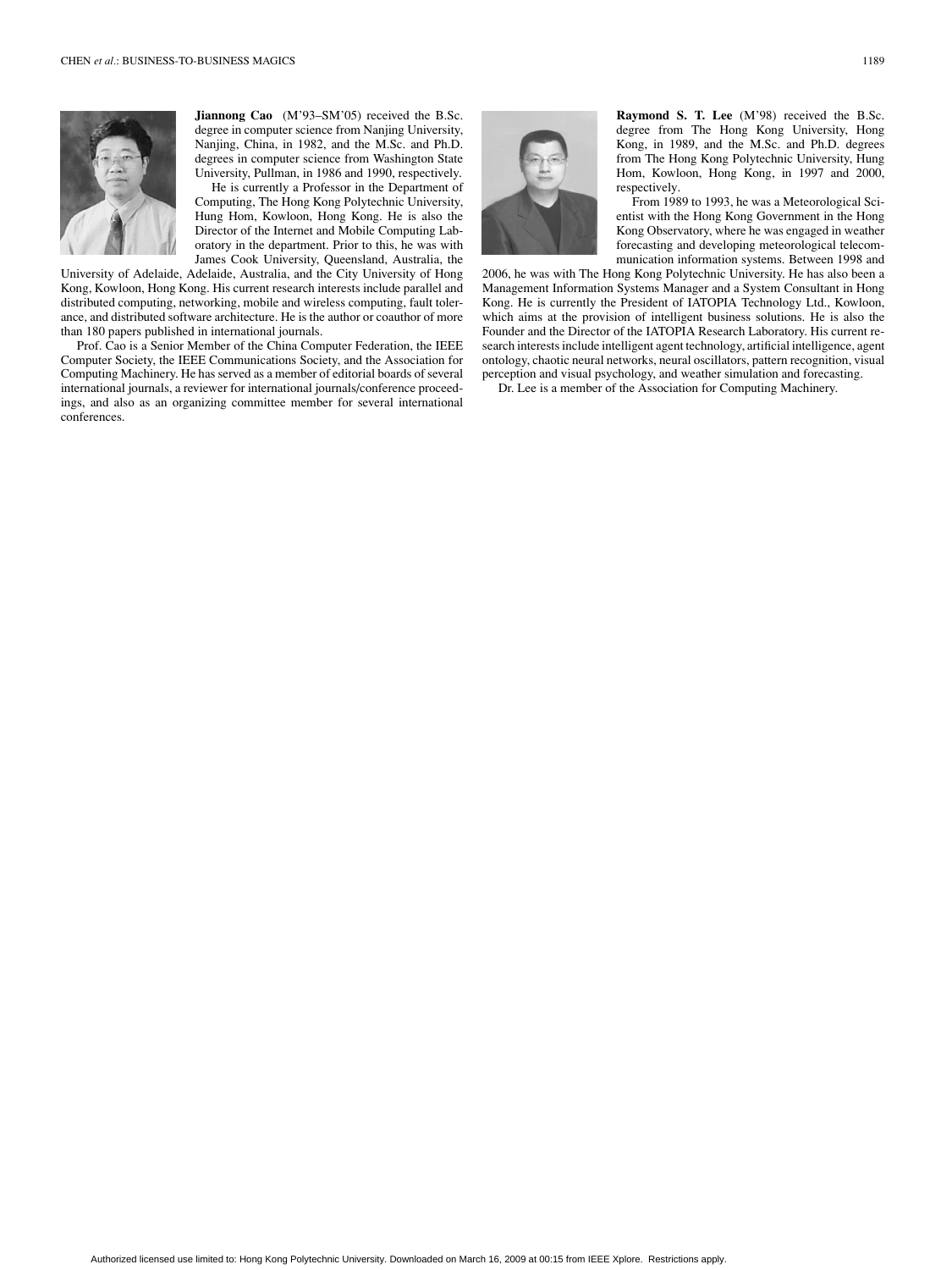**Jiannong Cao** (M'93–SM'05) received the B.Sc. degree in computer science from Nanjing University, Nanjing, China, in 1982, and the M.Sc. and Ph.D. degrees in computer science from Washington State University, Pullman, in 1986 and 1990, respectively.

He is currently a Professor in the Department of Computing, The Hong Kong Polytechnic University, Hung Hom, Kowloon, Hong Kong. He is also the Director of the Internet and Mobile Computing Laboratory in the department. Prior to this, he was with James Cook University, Queensland, Australia, the University of Adelaide, Adelaide, Australia, and the City University of Hong Kong, Kowloon, Hong Kong. His current research interests include parallel and distributed computing, networking, mobile and wireless computing, fault tolerance, and distributed software architecture. He is the author or coauthor of more than 180 papers published in international journals.

Prof. Cao is a Senior Member of the China Computer Federation, the IEEE Computer Society, the IEEE Communications Society, and the Association for Computing Machinery. He has served as a member of editorial boards of several international journals, a reviewer for international journals/conference proceedings, and also as an organizing committee member for several international conferences.

**Raymond S. T. Lee** (M'98) received the B.Sc. degree from The Hong Kong University, Hong Kong, in 1989, and the M.Sc. and Ph.D. degrees from The Hong Kong Polytechnic University, Hung Hom, Kowloon, Hong Kong, in 1997 and 2000, respectively.

From 1989 to 1993, he was a Meteorological Scientist with the Hong Kong Government in the Hong Kong Observatory, where he was engaged in weather forecasting and developing meteorological telecommunication information systems. Between 1998 and 2006, he was with The Hong Kong Polytechnic University. He has also been a Management Information Systems Manager and a System Consultant in Hong Kong. He is currently the President of IATOPIA Technology Ltd., Kowloon, which aims at the provision of intelligent business solutions. He is also the Founder and the Director of the IATOPIA Research Laboratory. His current research interests include intelligent agent technology, artificial intelligence, agent ontology, chaotic neural networks, neural oscillators, pattern recognition, visual perception and visual psychology, and weather simulation and forecasting.

Dr. Lee is a member of the Association for Computing Machinery.